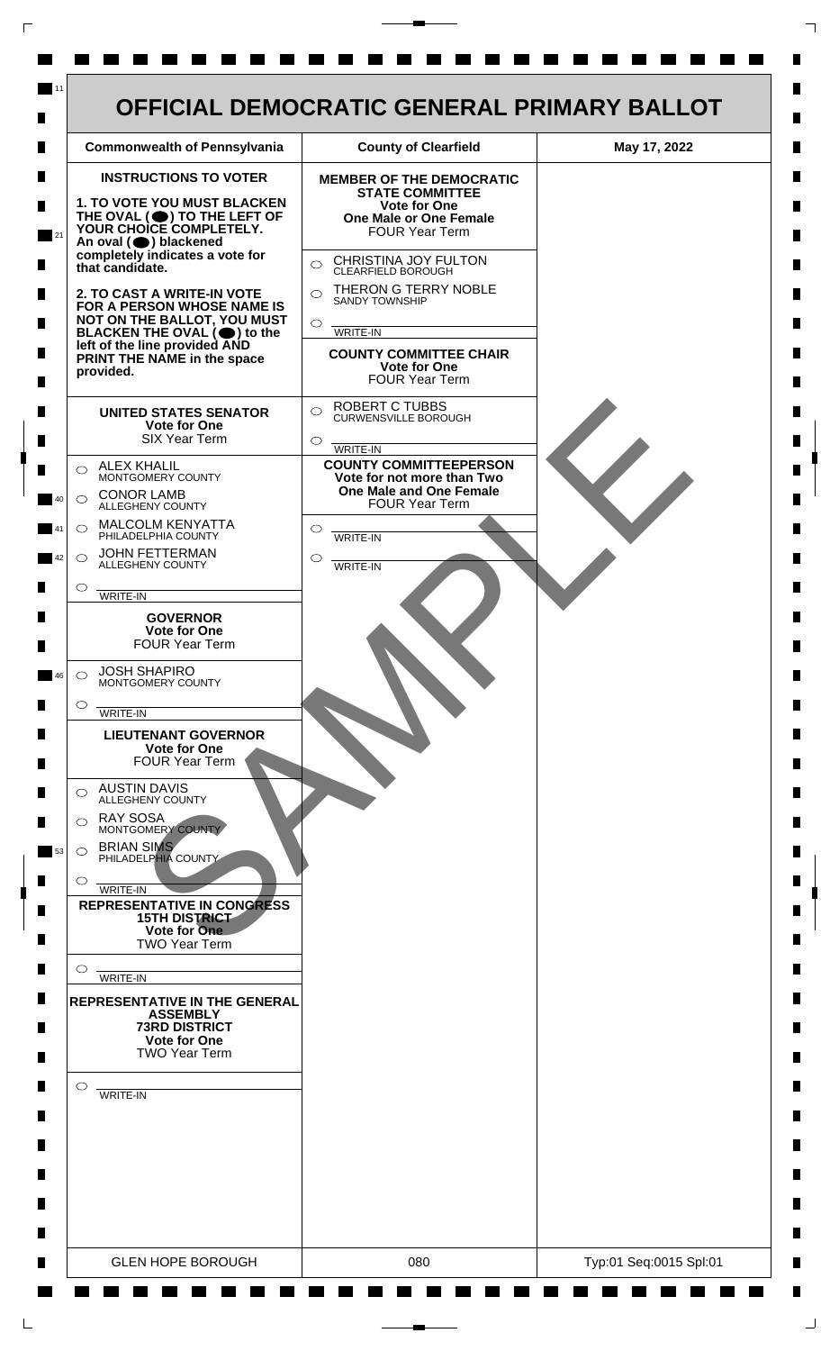# OFFICIAL DEMOCRATIC GENERAL PRIMARY BALLOT

| Commonwealth of Pennsylvania | County of Clearfield | May 17, 2022 |
|---|---|---|

**INSTRUCTIONS TO VOTER**

**1. TO VOTE YOU MUST BLACKEN THE OVAL (⬤) TO THE LEFT OF YOUR CHOICE COMPLETELY.** An oval (⬤) blackened completely indicates a vote for that candidate.

**2. TO CAST A WRITE-IN VOTE FOR A PERSON WHOSE NAME IS NOT ON THE BALLOT, YOU MUST BLACKEN THE OVAL (⬤) to the left of the line provided AND PRINT THE NAME in the space provided.**

**UNITED STATES SENATOR**
**Vote for One**
SIX Year Term

- ○ ALEX KHALIL — MONTGOMERY COUNTY
- ○ CONOR LAMB — ALLEGHENY COUNTY
- ○ MALCOLM KENYATTA — PHILADELPHIA COUNTY
- ○ JOHN FETTERMAN — ALLEGHENY COUNTY
- ○ ________ WRITE-IN

**GOVERNOR**
**Vote for One**
FOUR Year Term

- ○ JOSH SHAPIRO — MONTGOMERY COUNTY
- ○ ________ WRITE-IN

**LIEUTENANT GOVERNOR**
**Vote for One**
FOUR Year Term

- ○ AUSTIN DAVIS — ALLEGHENY COUNTY
- ○ RAY SOSA — MONTGOMERY COUNTY
- ○ BRIAN SIMS — PHILADELPHIA COUNTY
- ○ ________ WRITE-IN

**REPRESENTATIVE IN CONGRESS**
**15TH DISTRICT**
**Vote for One**
TWO Year Term

- ○ ________ WRITE-IN

**REPRESENTATIVE IN THE GENERAL ASSEMBLY**
**73RD DISTRICT**
**Vote for One**
TWO Year Term

- ○ ________ WRITE-IN

**MEMBER OF THE DEMOCRATIC STATE COMMITTEE**
**Vote for One**
**One Male or One Female**
FOUR Year Term

- ○ CHRISTINA JOY FULTON — CLEARFIELD BOROUGH
- ○ THERON G TERRY NOBLE — SANDY TOWNSHIP
- ○ ________ WRITE-IN

**COUNTY COMMITTEE CHAIR**
**Vote for One**
FOUR Year Term

- ○ ROBERT C TUBBS — CURWENSVILLE BOROUGH
- ○ ________ WRITE-IN

**COUNTY COMMITTEEPERSON**
**Vote for not more than Two**
**One Male and One Female**
FOUR Year Term

- ○ ________ WRITE-IN
- ○ ________ WRITE-IN

SAMPLE

| GLEN HOPE BOROUGH | 080 | Typ:01 Seq:0015 Spl:01 |
|---|---|---|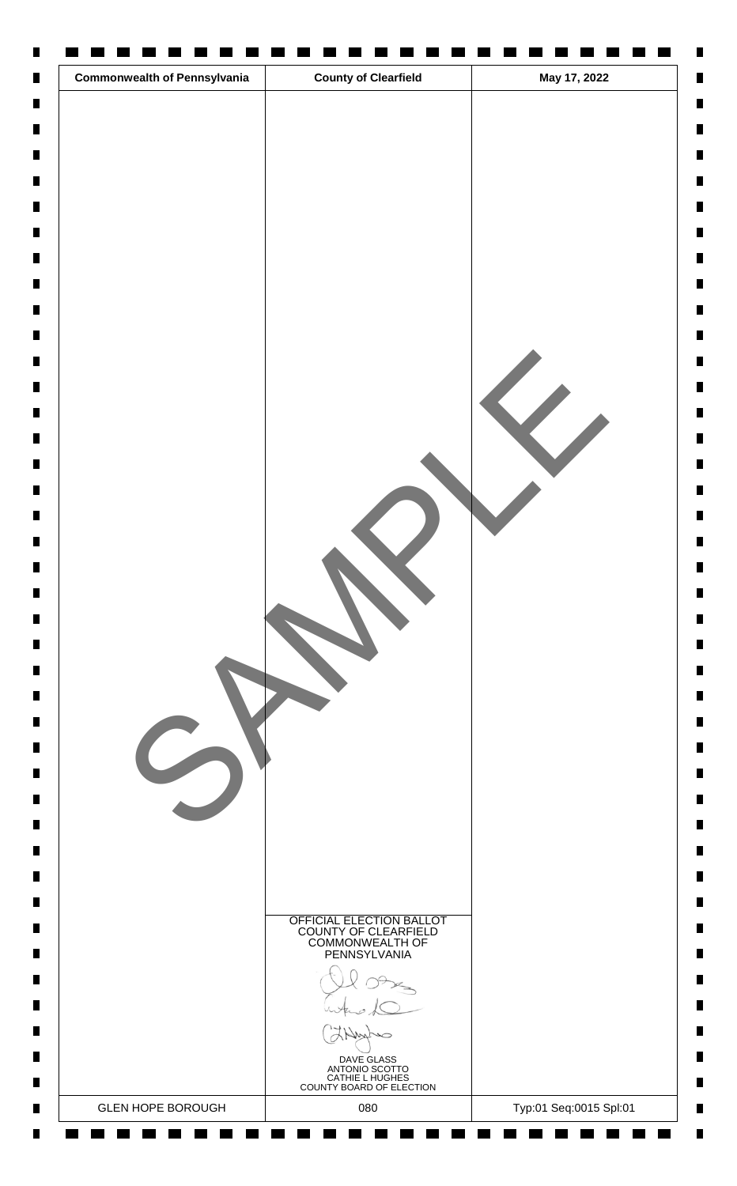| Commonwealth of Pennsylvania | County of Clearfield | May 17, 2022 |
|---|---|---|
| | | |

SAMPLE

OFFICIAL ELECTION BALLOT
COUNTY OF CLEARFIELD
COMMONWEALTH OF
PENNSYLVANIA

DAVE GLASS
ANTONIO SCOTTO
CATHIE L HUGHES
COUNTY BOARD OF ELECTION

| | | |
|---|---|---|
| GLEN HOPE BOROUGH | 080 | Typ:01 Seq:0015 Spl:01 |